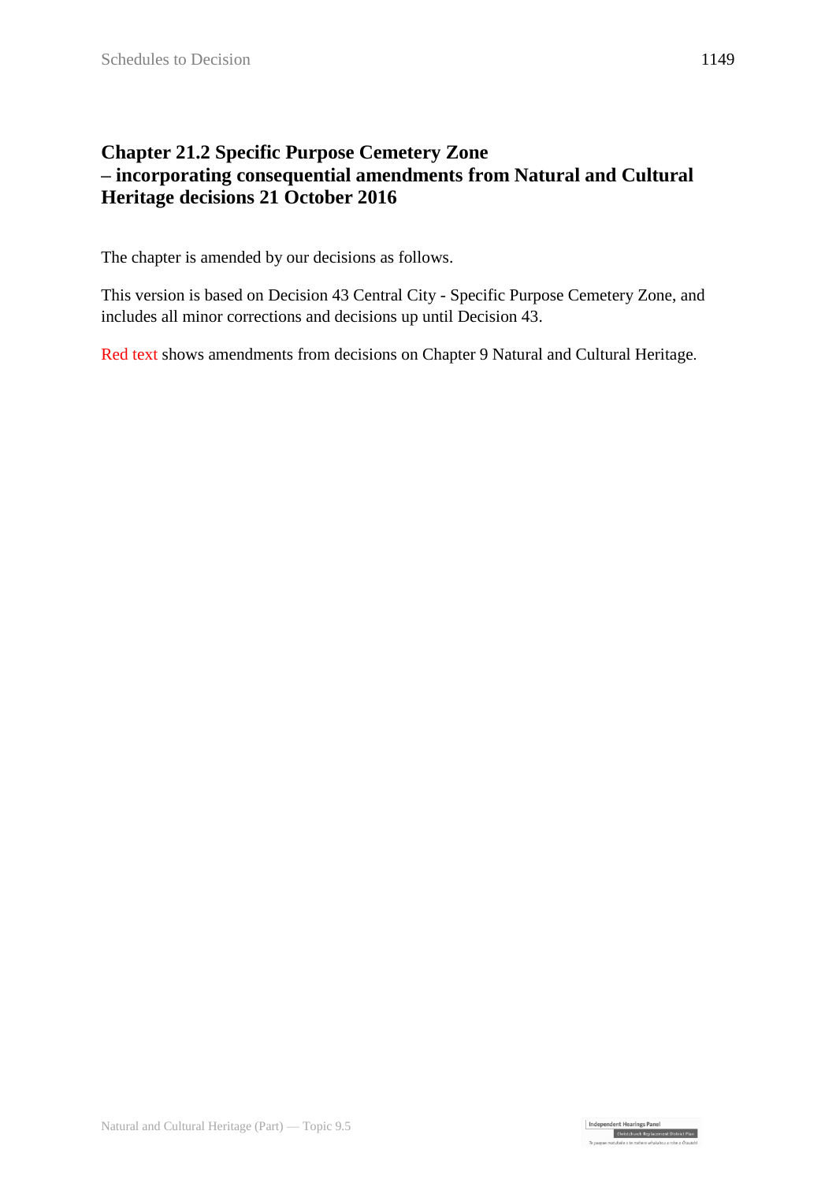# Chapter 21.2 Specific Purpose Cemetery Zone – incorporating consequential amendments from Natural and Cultural Heritage decisions 21 October 2016

The chapter is amended by our decisions as follows.

This version is based on Decision 43 Central City - Specific Purpose Cemetery Zone, and includes all minor corrections and decisions up until Decision 43.

Red text shows amendments from decisions on Chapter 9 Natural and Cultural Heritage.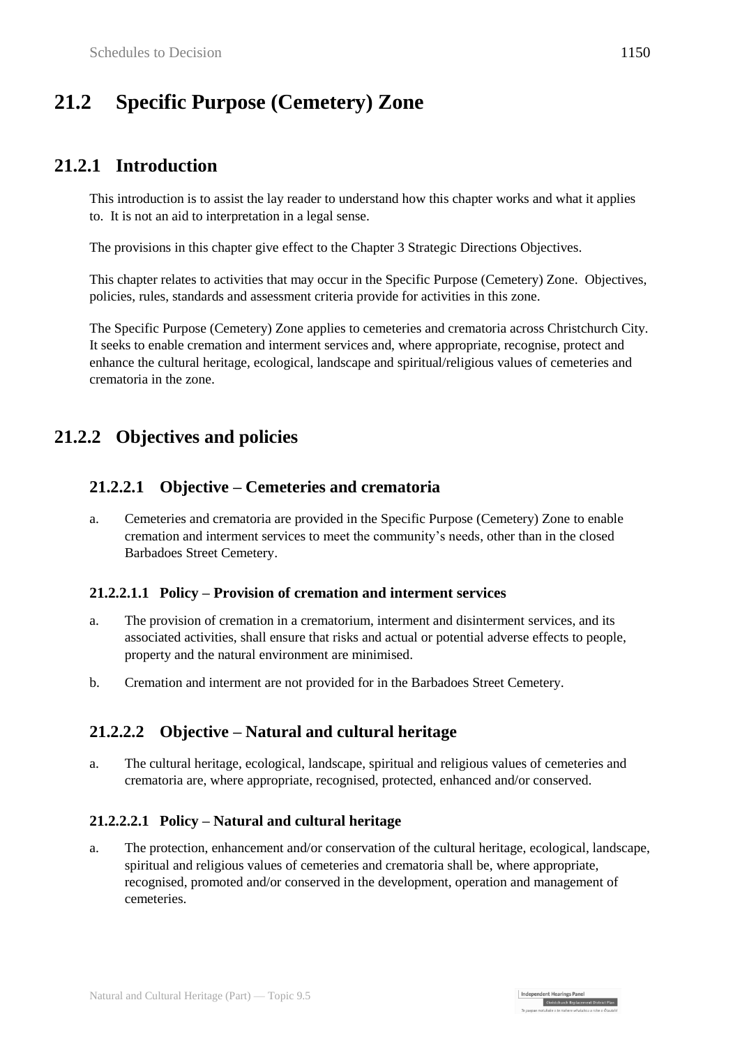# 21.2 Specific Purpose (Cemetery) Zone

## 21.2.1 Introduction

This introduction is to assist the lay reader to understand how this chapter works and what it applies to. It is not an aid to interpretation in a legal sense.

The provisions in this chapter give effect to the Chapter 3 Strategic Directions Objectives.

This chapter relates to activities that may occur in the Specific Purpose (Cemetery) Zone. Objectives, policies, rules, standards and assessment criteria provide for activities in this zone.

The Specific Purpose (Cemetery) Zone applies to cemeteries and crematoria across Christchurch City. It seeks to enable cremation and interment services and, where appropriate, recognise, protect and enhance the cultural heritage, ecological, landscape and spiritual/religious values of cemeteries and crematoria in the zone.

## 21.2.2 Objectives and policies

### 21.2.2.1 Objective – Cemeteries and crematoria

a. Cemeteries and crematoria are provided in the Specific Purpose (Cemetery) Zone to enable cremation and interment services to meet the community's needs, other than in the closed Barbadoes Street Cemetery.

#### 21.2.2.1.1 Policy – Provision of cremation and interment services

a. The provision of cremation in a crematorium, interment and disinterment services, and its associated activities, shall ensure that risks and actual or potential adverse effects to people, property and the natural environment are minimised.

b. Cremation and interment are not provided for in the Barbadoes Street Cemetery.

### 21.2.2.2 Objective – Natural and cultural heritage

a. The cultural heritage, ecological, landscape, spiritual and religious values of cemeteries and crematoria are, where appropriate, recognised, protected, enhanced and/or conserved.

#### 21.2.2.2.1 Policy – Natural and cultural heritage

a. The protection, enhancement and/or conservation of the cultural heritage, ecological, landscape, spiritual and religious values of cemeteries and crematoria shall be, where appropriate, recognised, promoted and/or conserved in the development, operation and management of cemeteries.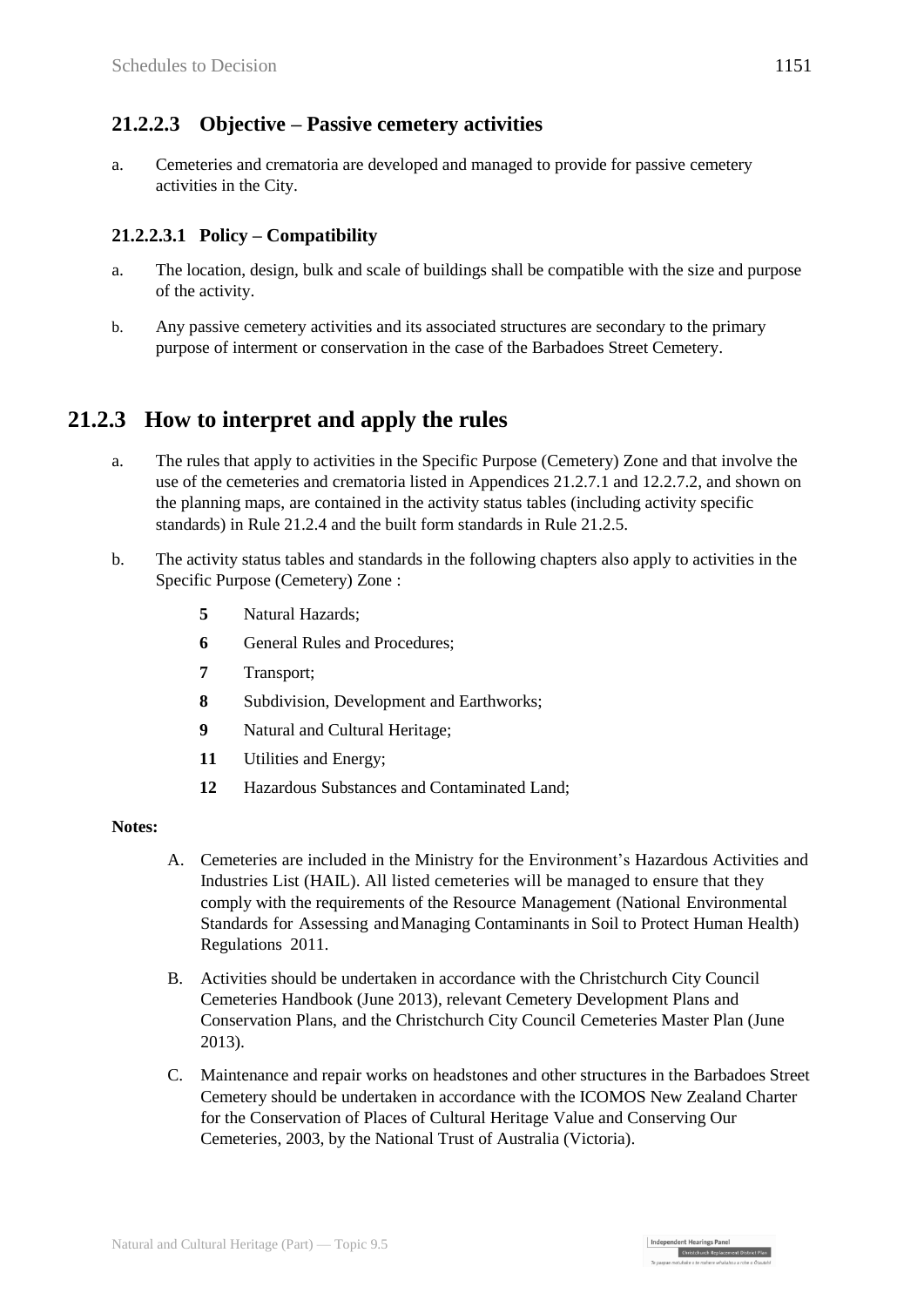### 21.2.2.3 Objective – Passive cemetery activities

a. Cemeteries and crematoria are developed and managed to provide for passive cemetery activities in the City.

#### 21.2.2.3.1 Policy – Compatibility

a. The location, design, bulk and scale of buildings shall be compatible with the size and purpose of the activity.

b. Any passive cemetery activities and its associated structures are secondary to the primary purpose of interment or conservation in the case of the Barbadoes Street Cemetery.

## 21.2.3 How to interpret and apply the rules

a. The rules that apply to activities in the Specific Purpose (Cemetery) Zone and that involve the use of the cemeteries and crematoria listed in Appendices 21.2.7.1 and 12.2.7.2, and shown on the planning maps, are contained in the activity status tables (including activity specific standards) in Rule 21.2.4 and the built form standards in Rule 21.2.5.

b. The activity status tables and standards in the following chapters also apply to activities in the Specific Purpose (Cemetery) Zone :

- **5** Natural Hazards;
- **6** General Rules and Procedures;
- **7** Transport;
- **8** Subdivision, Development and Earthworks;
- **9** Natural and Cultural Heritage;
- **11** Utilities and Energy;
- **12** Hazardous Substances and Contaminated Land;

**Notes:**

A. Cemeteries are included in the Ministry for the Environment's Hazardous Activities and Industries List (HAIL). All listed cemeteries will be managed to ensure that they comply with the requirements of the Resource Management (National Environmental Standards for Assessing and Managing Contaminants in Soil to Protect Human Health) Regulations 2011.

B. Activities should be undertaken in accordance with the Christchurch City Council Cemeteries Handbook (June 2013), relevant Cemetery Development Plans and Conservation Plans, and the Christchurch City Council Cemeteries Master Plan (June 2013).

C. Maintenance and repair works on headstones and other structures in the Barbadoes Street Cemetery should be undertaken in accordance with the ICOMOS New Zealand Charter for the Conservation of Places of Cultural Heritage Value and Conserving Our Cemeteries, 2003, by the National Trust of Australia (Victoria).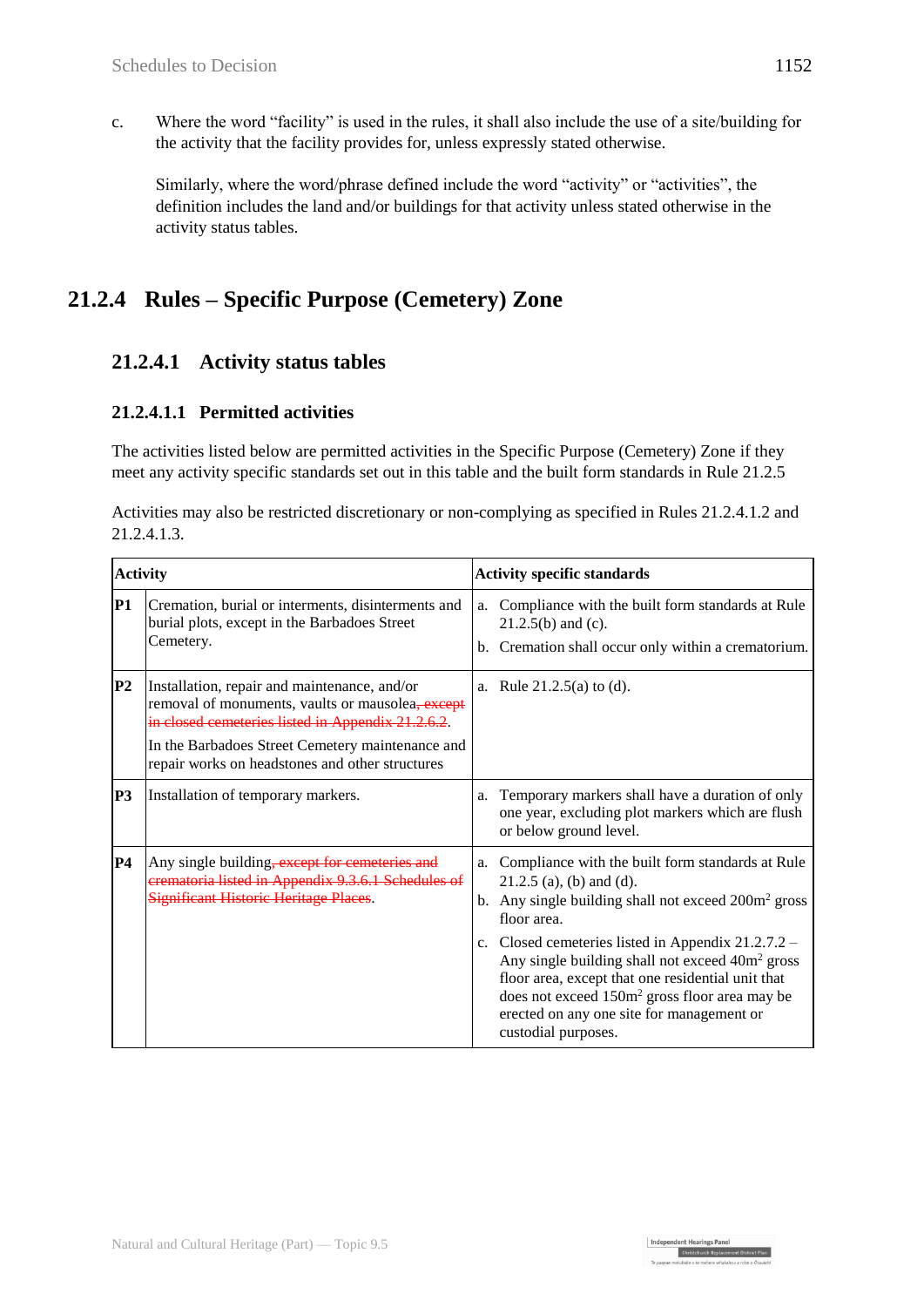c. Where the word “facility” is used in the rules, it shall also include the use of a site/building for the activity that the facility provides for, unless expressly stated otherwise.

Similarly, where the word/phrase defined include the word “activity” or “activities”, the definition includes the land and/or buildings for that activity unless stated otherwise in the activity status tables.

## 21.2.4 Rules – Specific Purpose (Cemetery) Zone

### 21.2.4.1 Activity status tables

#### 21.2.4.1.1 Permitted activities

The activities listed below are permitted activities in the Specific Purpose (Cemetery) Zone if they meet any activity specific standards set out in this table and the built form standards in Rule 21.2.5

Activities may also be restricted discretionary or non-complying as specified in Rules 21.2.4.1.2 and 21.2.4.1.3.

| Activity | | Activity specific standards |
|---|---|---|
| **P1** | Cremation, burial or interments, disinterments and burial plots, except in the Barbadoes Street Cemetery. | a. Compliance with the built form standards at Rule 21.2.5(b) and (c).<br>b. Cremation shall occur only within a crematorium. |
| **P2** | Installation, repair and maintenance, and/or removal of monuments, vaults or mausolea~~, except in closed cemeteries listed in Appendix 21.2.6.2~~.<br>In the Barbadoes Street Cemetery maintenance and repair works on headstones and other structures | a. Rule 21.2.5(a) to (d). |
| **P3** | Installation of temporary markers. | a. Temporary markers shall have a duration of only one year, excluding plot markers which are flush or below ground level. |
| **P4** | Any single building~~, except for cemeteries and crematoria listed in Appendix 9.3.6.1 Schedules of Significant Historic Heritage Places~~. | a. Compliance with the built form standards at Rule 21.2.5 (a), (b) and (d).<br>b. Any single building shall not exceed 200m² gross floor area.<br>c. Closed cemeteries listed in Appendix 21.2.7.2 – Any single building shall not exceed 40m² gross floor area, except that one residential unit that does not exceed 150m² gross floor area may be erected on any one site for management or custodial purposes. |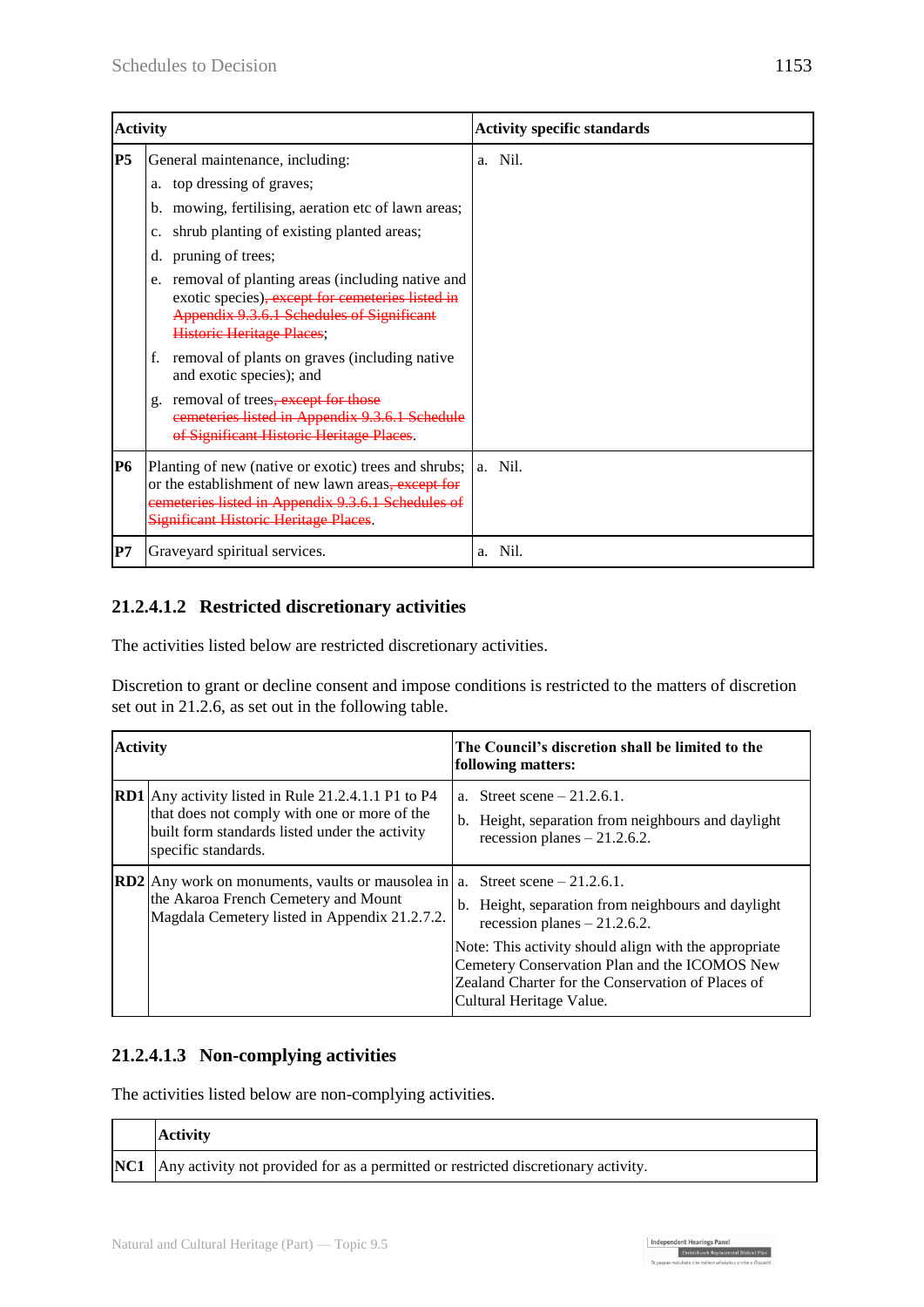| Activity | | Activity specific standards |
|---|---|---|
| **P5** | General maintenance, including:<br>a. top dressing of graves;<br>b. mowing, fertilising, aeration etc of lawn areas;<br>c. shrub planting of existing planted areas;<br>d. pruning of trees;<br>e. removal of planting areas (including native and exotic species)~~, except for cemeteries listed in Appendix 9.3.6.1 Schedules of Significant Historic Heritage Places~~;<br>f. removal of plants on graves (including native and exotic species); and<br>g. removal of trees~~, except for those cemeteries listed in Appendix 9.3.6.1 Schedule of Significant Historic Heritage Places~~. | a. Nil. |
| **P6** | Planting of new (native or exotic) trees and shrubs; or the establishment of new lawn areas~~, except for cemeteries listed in Appendix 9.3.6.1 Schedules of Significant Historic Heritage Places~~. | a. Nil. |
| **P7** | Graveyard spiritual services. | a. Nil. |

### 21.2.4.1.2 Restricted discretionary activities

The activities listed below are restricted discretionary activities.

Discretion to grant or decline consent and impose conditions is restricted to the matters of discretion set out in 21.2.6, as set out in the following table.

| Activity | | The Council's discretion shall be limited to the following matters: |
|---|---|---|
| **RD1** | Any activity listed in Rule 21.2.4.1.1 P1 to P4 that does not comply with one or more of the built form standards listed under the activity specific standards. | a. Street scene – 21.2.6.1.<br>b. Height, separation from neighbours and daylight recession planes – 21.2.6.2. |
| **RD2** | Any work on monuments, vaults or mausolea in the Akaroa French Cemetery and Mount Magdala Cemetery listed in Appendix 21.2.7.2. | a. Street scene – 21.2.6.1.<br>b. Height, separation from neighbours and daylight recession planes – 21.2.6.2.<br>Note: This activity should align with the appropriate Cemetery Conservation Plan and the ICOMOS New Zealand Charter for the Conservation of Places of Cultural Heritage Value. |

### 21.2.4.1.3 Non-complying activities

The activities listed below are non-complying activities.

| | Activity |
|---|---|
| **NC1** | Any activity not provided for as a permitted or restricted discretionary activity. |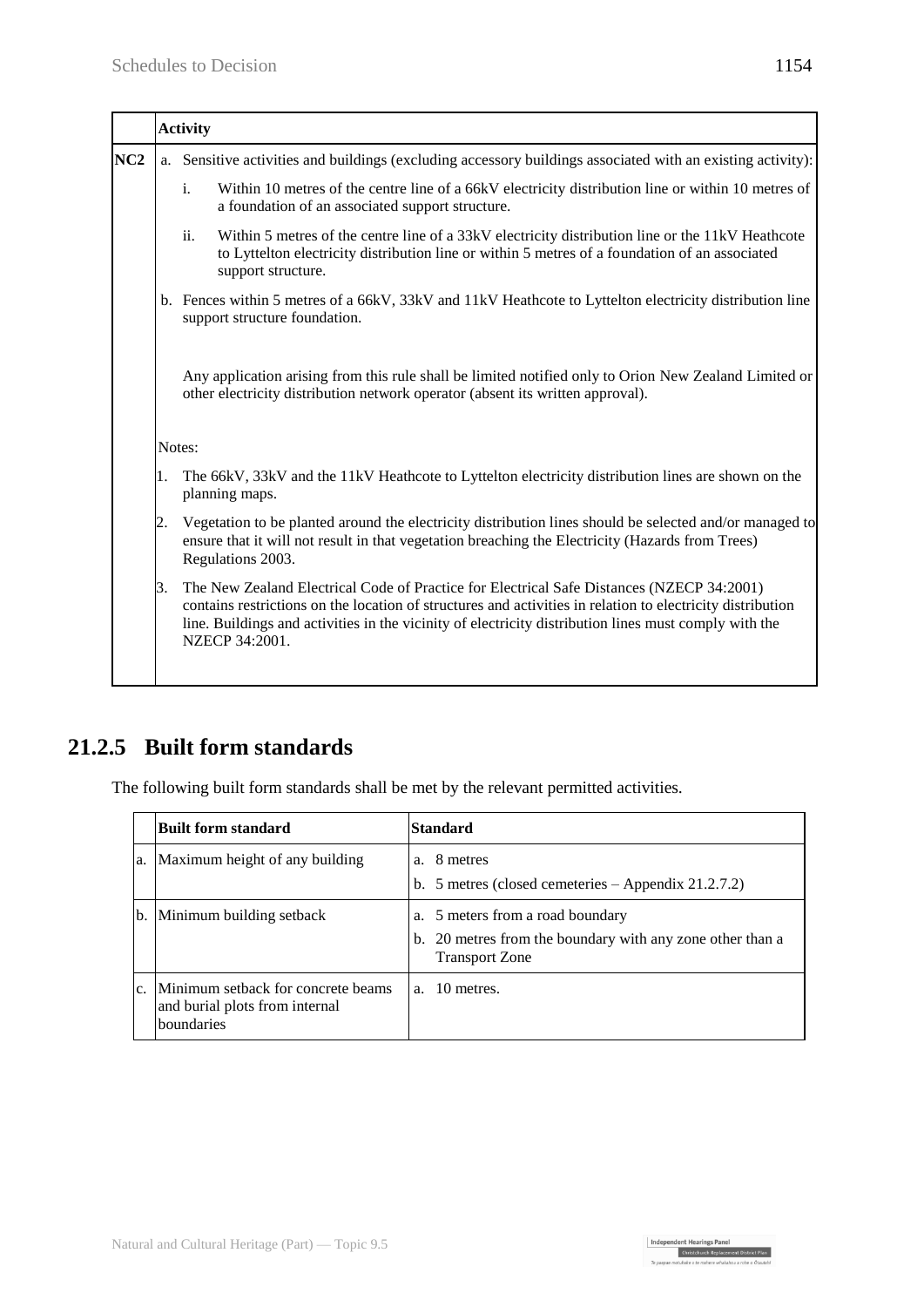| | Activity |
|---|---|
| NC2 | a. Sensitive activities and buildings (excluding accessory buildings associated with an existing activity):<br><br>i. Within 10 metres of the centre line of a 66kV electricity distribution line or within 10 metres of a foundation of an associated support structure.<br><br>ii. Within 5 metres of the centre line of a 33kV electricity distribution line or the 11kV Heathcote to Lyttelton electricity distribution line or within 5 metres of a foundation of an associated support structure.<br><br>b. Fences within 5 metres of a 66kV, 33kV and 11kV Heathcote to Lyttelton electricity distribution line support structure foundation.<br><br>Any application arising from this rule shall be limited notified only to Orion New Zealand Limited or other electricity distribution network operator (absent its written approval).<br><br>Notes:<br><br>1. The 66kV, 33kV and the 11kV Heathcote to Lyttelton electricity distribution lines are shown on the planning maps.<br><br>2. Vegetation to be planted around the electricity distribution lines should be selected and/or managed to ensure that it will not result in that vegetation breaching the Electricity (Hazards from Trees) Regulations 2003.<br><br>3. The New Zealand Electrical Code of Practice for Electrical Safe Distances (NZECP 34:2001) contains restrictions on the location of structures and activities in relation to electricity distribution line. Buildings and activities in the vicinity of electricity distribution lines must comply with the NZECP 34:2001. |

## 21.2.5 Built form standards

The following built form standards shall be met by the relevant permitted activities.

| | Built form standard | Standard |
|---|---|---|
| a. | Maximum height of any building | a. 8 metres<br>b. 5 metres (closed cemeteries – Appendix 21.2.7.2) |
| b. | Minimum building setback | a. 5 meters from a road boundary<br>b. 20 metres from the boundary with any zone other than a Transport Zone |
| c. | Minimum setback for concrete beams and burial plots from internal boundaries | a. 10 metres. |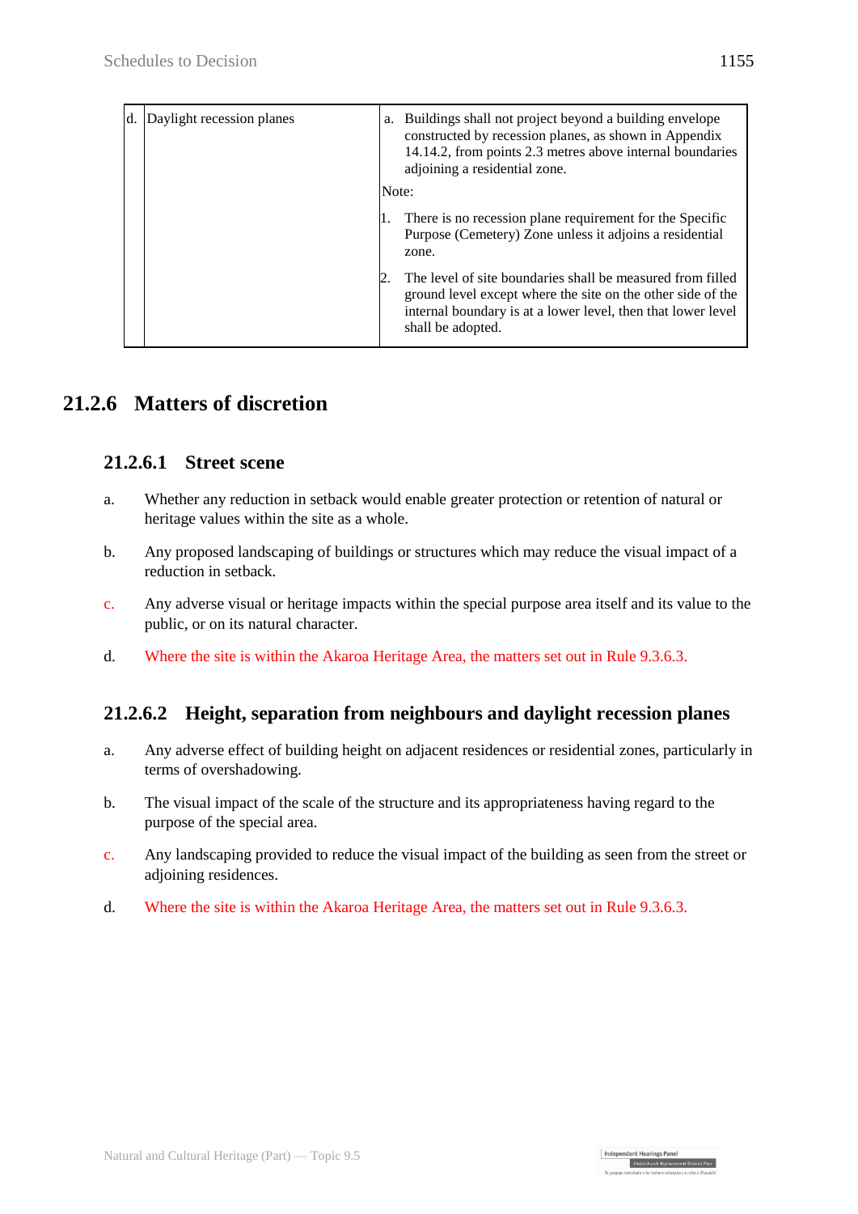| d. | Daylight recession planes | a. Buildings shall not project beyond a building envelope constructed by recession planes, as shown in Appendix 14.14.2, from points 2.3 metres above internal boundaries adjoining a residential zone.<br><br>Note:<br><br>1. There is no recession plane requirement for the Specific Purpose (Cemetery) Zone unless it adjoins a residential zone.<br><br>2. The level of site boundaries shall be measured from filled ground level except where the site on the other side of the internal boundary is at a lower level, then that lower level shall be adopted. |
|---|---|---|

## 21.2.6 Matters of discretion

### 21.2.6.1 Street scene

a. Whether any reduction in setback would enable greater protection or retention of natural or heritage values within the site as a whole.

b. Any proposed landscaping of buildings or structures which may reduce the visual impact of a reduction in setback.

c. Any adverse visual or heritage impacts within the special purpose area itself and its value to the public, or on its natural character.

d. Where the site is within the Akaroa Heritage Area, the matters set out in Rule 9.3.6.3.

### 21.2.6.2 Height, separation from neighbours and daylight recession planes

a. Any adverse effect of building height on adjacent residences or residential zones, particularly in terms of overshadowing.

b. The visual impact of the scale of the structure and its appropriateness having regard to the purpose of the special area.

c. Any landscaping provided to reduce the visual impact of the building as seen from the street or adjoining residences.

d. Where the site is within the Akaroa Heritage Area, the matters set out in Rule 9.3.6.3.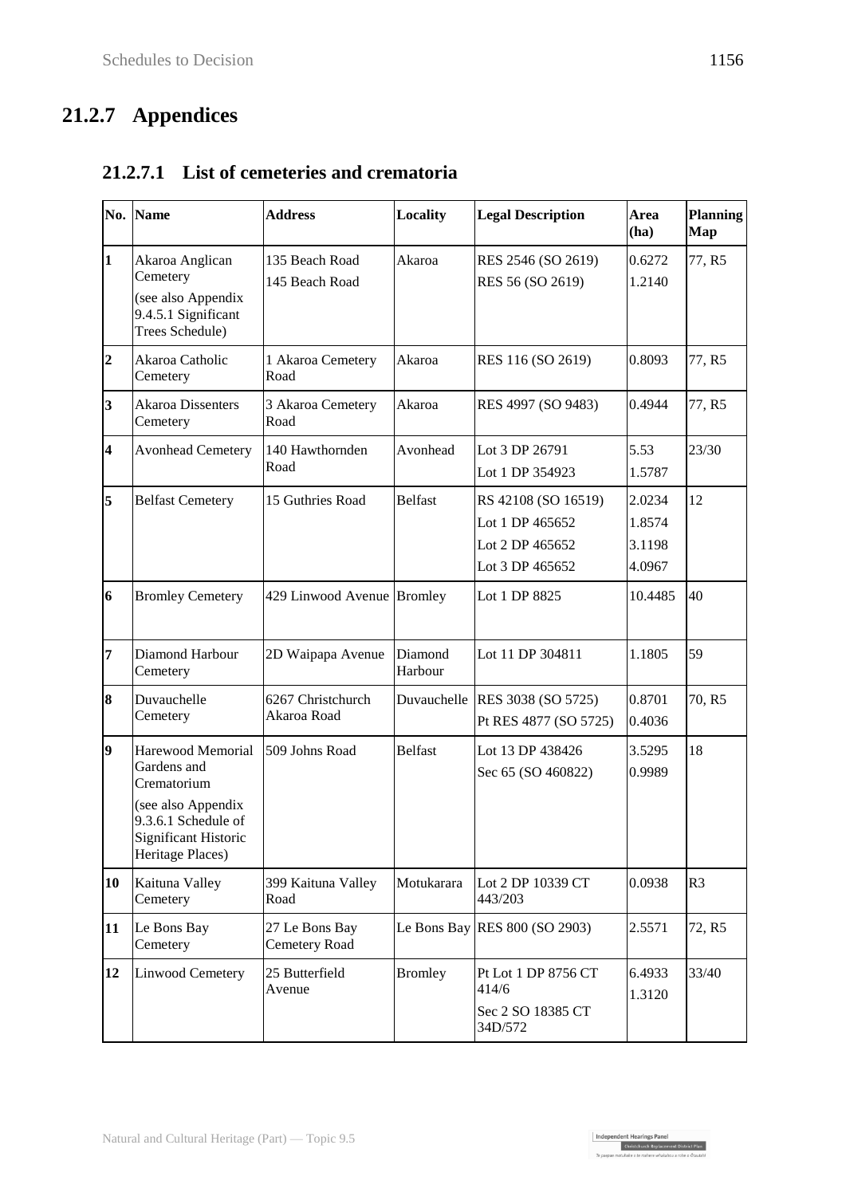## 21.2.7 Appendices

### 21.2.7.1 List of cemeteries and crematoria

| No. | Name | Address | Locality | Legal Description | Area (ha) | Planning Map |
|---|---|---|---|---|---|---|
| 1 | Akaroa Anglican Cemetery (see also Appendix 9.4.5.1 Significant Trees Schedule) | 135 Beach Road<br>145 Beach Road | Akaroa | RES 2546 (SO 2619)<br>RES 56 (SO 2619) | 0.6272<br>1.2140 | 77, R5 |
| 2 | Akaroa Catholic Cemetery | 1 Akaroa Cemetery Road | Akaroa | RES 116 (SO 2619) | 0.8093 | 77, R5 |
| 3 | Akaroa Dissenters Cemetery | 3 Akaroa Cemetery Road | Akaroa | RES 4997 (SO 9483) | 0.4944 | 77, R5 |
| 4 | Avonhead Cemetery | 140 Hawthornden Road | Avonhead | Lot 3 DP 26791<br>Lot 1 DP 354923 | 5.53<br>1.5787 | 23/30 |
| 5 | Belfast Cemetery | 15 Guthries Road | Belfast | RS 42108 (SO 16519)<br>Lot 1 DP 465652<br>Lot 2 DP 465652<br>Lot 3 DP 465652 | 2.0234<br>1.8574<br>3.1198<br>4.0967 | 12 |
| 6 | Bromley Cemetery | 429 Linwood Avenue | Bromley | Lot 1 DP 8825 | 10.4485 | 40 |
| 7 | Diamond Harbour Cemetery | 2D Waipapa Avenue | Diamond Harbour | Lot 11 DP 304811 | 1.1805 | 59 |
| 8 | Duvauchelle Cemetery | 6267 Christchurch Akaroa Road | Duvauchelle | RES 3038 (SO 5725)<br>Pt RES 4877 (SO 5725) | 0.8701<br>0.4036 | 70, R5 |
| 9 | Harewood Memorial Gardens and Crematorium (see also Appendix 9.3.6.1 Schedule of Significant Historic Heritage Places) | 509 Johns Road | Belfast | Lot 13 DP 438426<br>Sec 65 (SO 460822) | 3.5295<br>0.9989 | 18 |
| 10 | Kaituna Valley Cemetery | 399 Kaituna Valley Road | Motukarara | Lot 2 DP 10339 CT 443/203 | 0.0938 | R3 |
| 11 | Le Bons Bay Cemetery | 27 Le Bons Bay Cemetery Road | Le Bons Bay | RES 800 (SO 2903) | 2.5571 | 72, R5 |
| 12 | Linwood Cemetery | 25 Butterfield Avenue | Bromley | Pt Lot 1 DP 8756 CT 414/6<br>Sec 2 SO 18385 CT 34D/572 | 6.4933<br>1.3120 | 33/40 |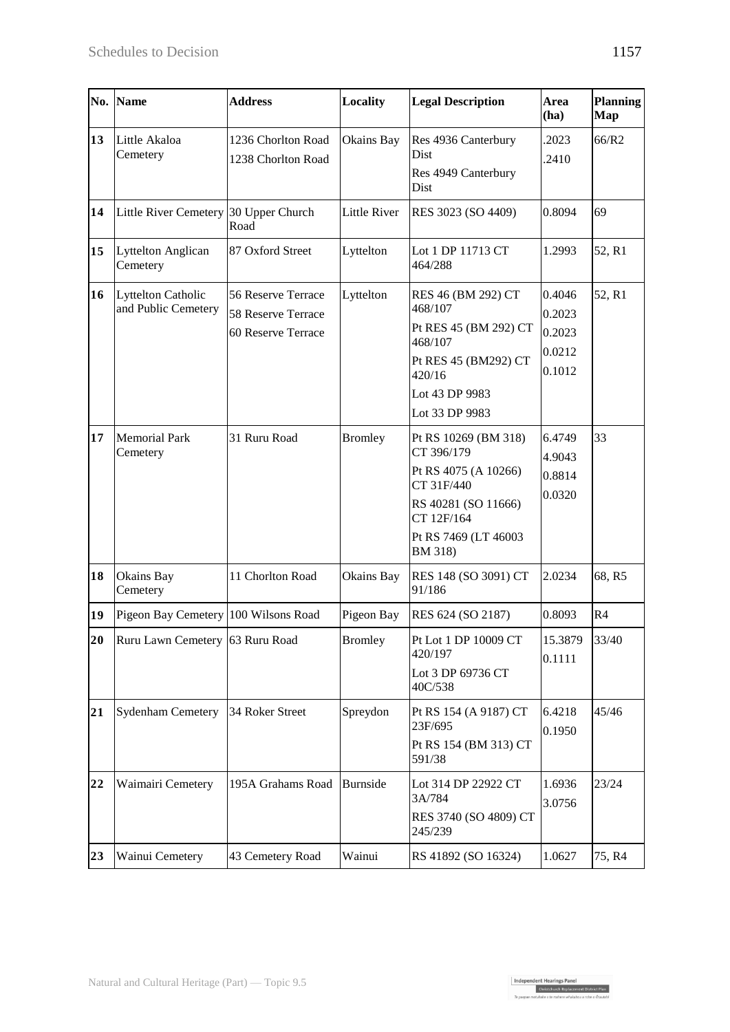| No. | Name | Address | Locality | Legal Description | Area (ha) | Planning Map |
|---|---|---|---|---|---|---|
| 13 | Little Akaloa Cemetery | 1236 Chorlton Road<br>1238 Chorlton Road | Okains Bay | Res 4936 Canterbury Dist<br>Res 4949 Canterbury Dist | .2023<br>.2410 | 66/R2 |
| 14 | Little River Cemetery | 30 Upper Church Road | Little River | RES 3023 (SO 4409) | 0.8094 | 69 |
| 15 | Lyttelton Anglican Cemetery | 87 Oxford Street | Lyttelton | Lot 1 DP 11713 CT 464/288 | 1.2993 | 52, R1 |
| 16 | Lyttelton Catholic and Public Cemetery | 56 Reserve Terrace<br>58 Reserve Terrace<br>60 Reserve Terrace | Lyttelton | RES 46 (BM 292) CT 468/107<br>Pt RES 45 (BM 292) CT 468/107<br>Pt RES 45 (BM292) CT 420/16<br>Lot 43 DP 9983<br>Lot 33 DP 9983 | 0.4046<br>0.2023<br>0.2023<br>0.0212<br>0.1012 | 52, R1 |
| 17 | Memorial Park Cemetery | 31 Ruru Road | Bromley | Pt RS 10269 (BM 318) CT 396/179<br>Pt RS 4075 (A 10266) CT 31F/440<br>RS 40281 (SO 11666) CT 12F/164<br>Pt RS 7469 (LT 46003 BM 318) | 6.4749<br>4.9043<br>0.8814<br>0.0320 | 33 |
| 18 | Okains Bay Cemetery | 11 Chorlton Road | Okains Bay | RES 148 (SO 3091) CT 91/186 | 2.0234 | 68, R5 |
| 19 | Pigeon Bay Cemetery | 100 Wilsons Road | Pigeon Bay | RES 624 (SO 2187) | 0.8093 | R4 |
| 20 | Ruru Lawn Cemetery | 63 Ruru Road | Bromley | Pt Lot 1 DP 10009 CT 420/197<br>Lot 3 DP 69736 CT 40C/538 | 15.3879<br>0.1111 | 33/40 |
| 21 | Sydenham Cemetery | 34 Roker Street | Spreydon | Pt RS 154 (A 9187) CT 23F/695<br>Pt RS 154 (BM 313) CT 591/38 | 6.4218<br>0.1950 | 45/46 |
| 22 | Waimairi Cemetery | 195A Grahams Road | Burnside | Lot 314 DP 22922 CT 3A/784<br>RES 3740 (SO 4809) CT 245/239 | 1.6936<br>3.0756 | 23/24 |
| 23 | Wainui Cemetery | 43 Cemetery Road | Wainui | RS 41892 (SO 16324) | 1.0627 | 75, R4 |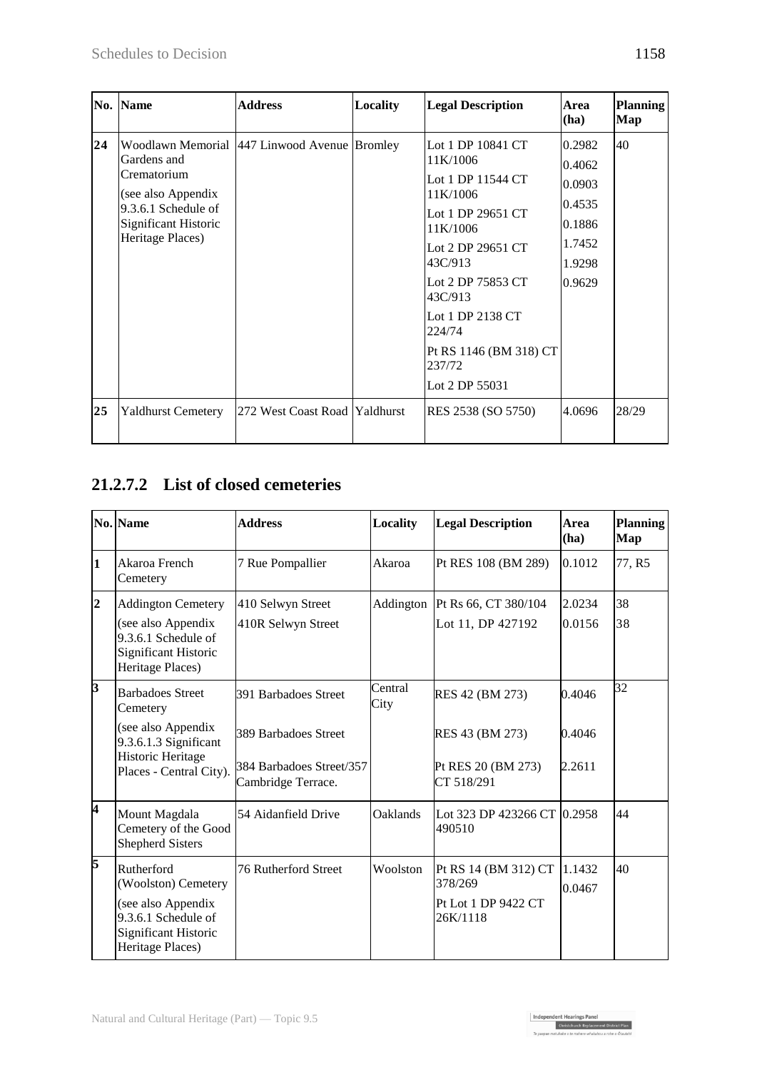| No. | Name | Address | Locality | Legal Description | Area (ha) | Planning Map |
|---|---|---|---|---|---|---|
| 24 | Woodlawn Memorial Gardens and Crematorium (see also Appendix 9.3.6.1 Schedule of Significant Historic Heritage Places) | 447 Linwood Avenue | Bromley | Lot 1 DP 10841 CT 11K/1006<br>Lot 1 DP 11544 CT 11K/1006<br>Lot 1 DP 29651 CT 11K/1006<br>Lot 2 DP 29651 CT 43C/913<br>Lot 2 DP 75853 CT 43C/913<br>Lot 1 DP 2138 CT 224/74<br>Pt RS 1146 (BM 318) CT 237/72<br>Lot 2 DP 55031 | 0.2982<br>0.4062<br>0.0903<br>0.4535<br>0.1886<br>1.7452<br>1.9298<br>0.9629 | 40 |
| 25 | Yaldhurst Cemetery | 272 West Coast Road | Yaldhurst | RES 2538 (SO 5750) | 4.0696 | 28/29 |

## 21.2.7.2 List of closed cemeteries

| No. | Name | Address | Locality | Legal Description | Area (ha) | Planning Map |
|---|---|---|---|---|---|---|
| 1 | Akaroa French Cemetery | 7 Rue Pompallier | Akaroa | Pt RES 108 (BM 289) | 0.1012 | 77, R5 |
| 2 | Addington Cemetery (see also Appendix 9.3.6.1 Schedule of Significant Historic Heritage Places) | 410 Selwyn Street<br>410R Selwyn Street | Addington | Pt Rs 66, CT 380/104<br>Lot 11, DP 427192 | 2.0234<br>0.0156 | 38<br>38 |
| 3 | Barbadoes Street Cemetery (see also Appendix 9.3.6.1.3 Significant Historic Heritage Places - Central City). | 391 Barbadoes Street<br>389 Barbadoes Street<br>384 Barbadoes Street/357 Cambridge Terrace. | Central City | RES 42 (BM 273)<br>RES 43 (BM 273)<br>Pt RES 20 (BM 273) CT 518/291 | 0.4046<br>0.4046<br>2.2611 | 32 |
| 4 | Mount Magdala Cemetery of the Good Shepherd Sisters | 54 Aidanfield Drive | Oaklands | Lot 323 DP 423266 CT 490510 | 0.2958 | 44 |
| 5 | Rutherford (Woolston) Cemetery (see also Appendix 9.3.6.1 Schedule of Significant Historic Heritage Places) | 76 Rutherford Street | Woolston | Pt RS 14 (BM 312) CT 378/269<br>Pt Lot 1 DP 9422 CT 26K/1118 | 1.1432<br>0.0467 | 40 |